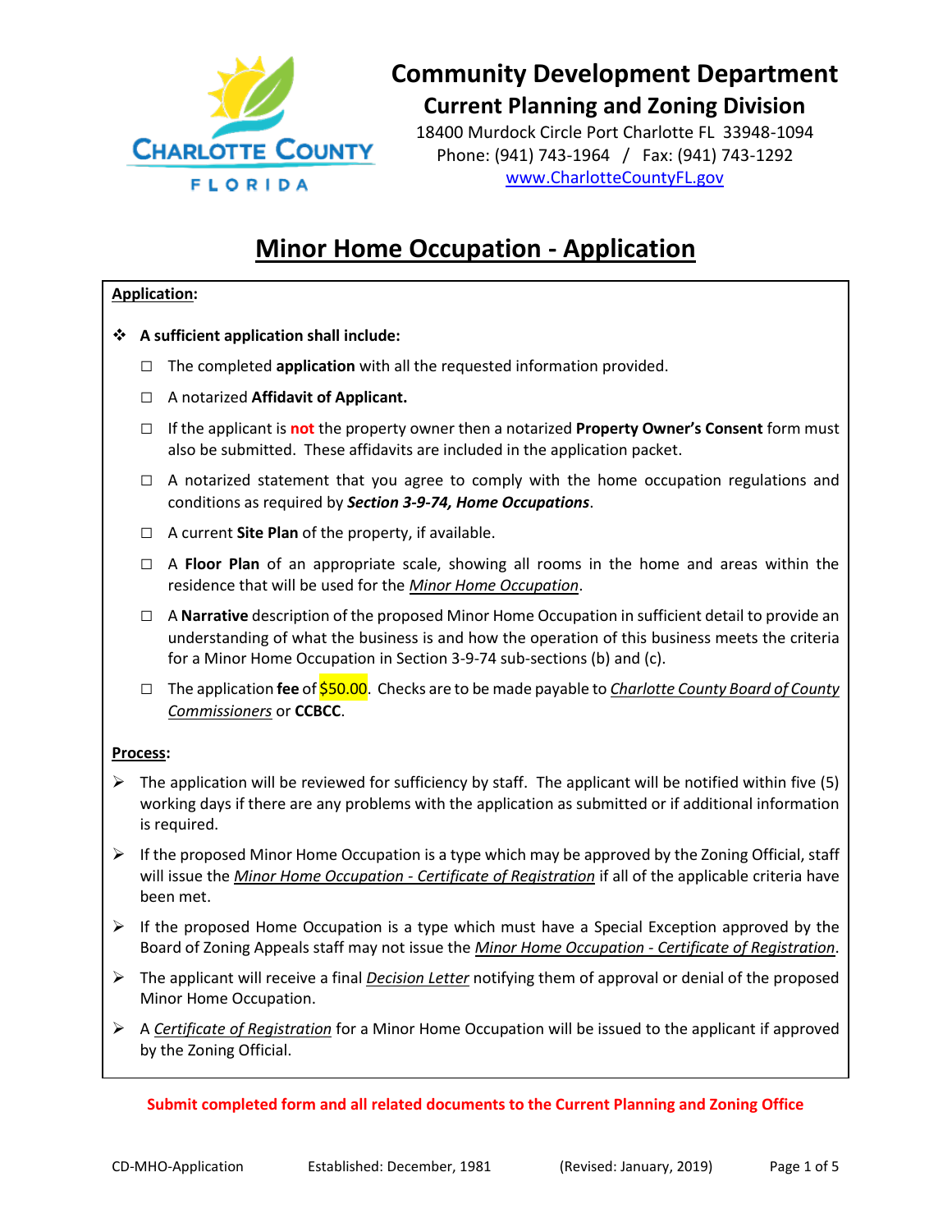# Community Development Department

## Current Planning and Zoning Division

18400 Murdock Circle Port Charlotte FL 33948-1094
Phone: (941) 743-1964 / Fax: (941) 743-1292
www.CharlotteCountyFL.gov

# Minor Home Occupation - Application

**Application:**

- **A sufficient application shall include:**
  - ☐ The completed **application** with all the requested information provided.
  - ☐ A notarized **Affidavit of Applicant.**
  - ☐ If the applicant is **not** the property owner then a notarized **Property Owner's Consent** form must also be submitted. These affidavits are included in the application packet.
  - ☐ A notarized statement that you agree to comply with the home occupation regulations and conditions as required by ***Section 3-9-74, Home Occupations***.
  - ☐ A current **Site Plan** of the property, if available.
  - ☐ A **Floor Plan** of an appropriate scale, showing all rooms in the home and areas within the residence that will be used for the *Minor Home Occupation*.
  - ☐ A **Narrative** description of the proposed Minor Home Occupation in sufficient detail to provide an understanding of what the business is and how the operation of this business meets the criteria for a Minor Home Occupation in Section 3-9-74 sub-sections (b) and (c).
  - ☐ The application **fee** of $50.00. Checks are to be made payable to *Charlotte County Board of County Commissioners* or **CCBCC**.

**Process:**

- The application will be reviewed for sufficiency by staff. The applicant will be notified within five (5) working days if there are any problems with the application as submitted or if additional information is required.
- If the proposed Minor Home Occupation is a type which may be approved by the Zoning Official, staff will issue the *Minor Home Occupation - Certificate of Registration* if all of the applicable criteria have been met.
- If the proposed Home Occupation is a type which must have a Special Exception approved by the Board of Zoning Appeals staff may not issue the *Minor Home Occupation - Certificate of Registration*.
- The applicant will receive a final *Decision Letter* notifying them of approval or denial of the proposed Minor Home Occupation.
- A *Certificate of Registration* for a Minor Home Occupation will be issued to the applicant if approved by the Zoning Official.

**Submit completed form and all related documents to the Current Planning and Zoning Office**

CD-MHO-Application Established: December, 1981 (Revised: January, 2019)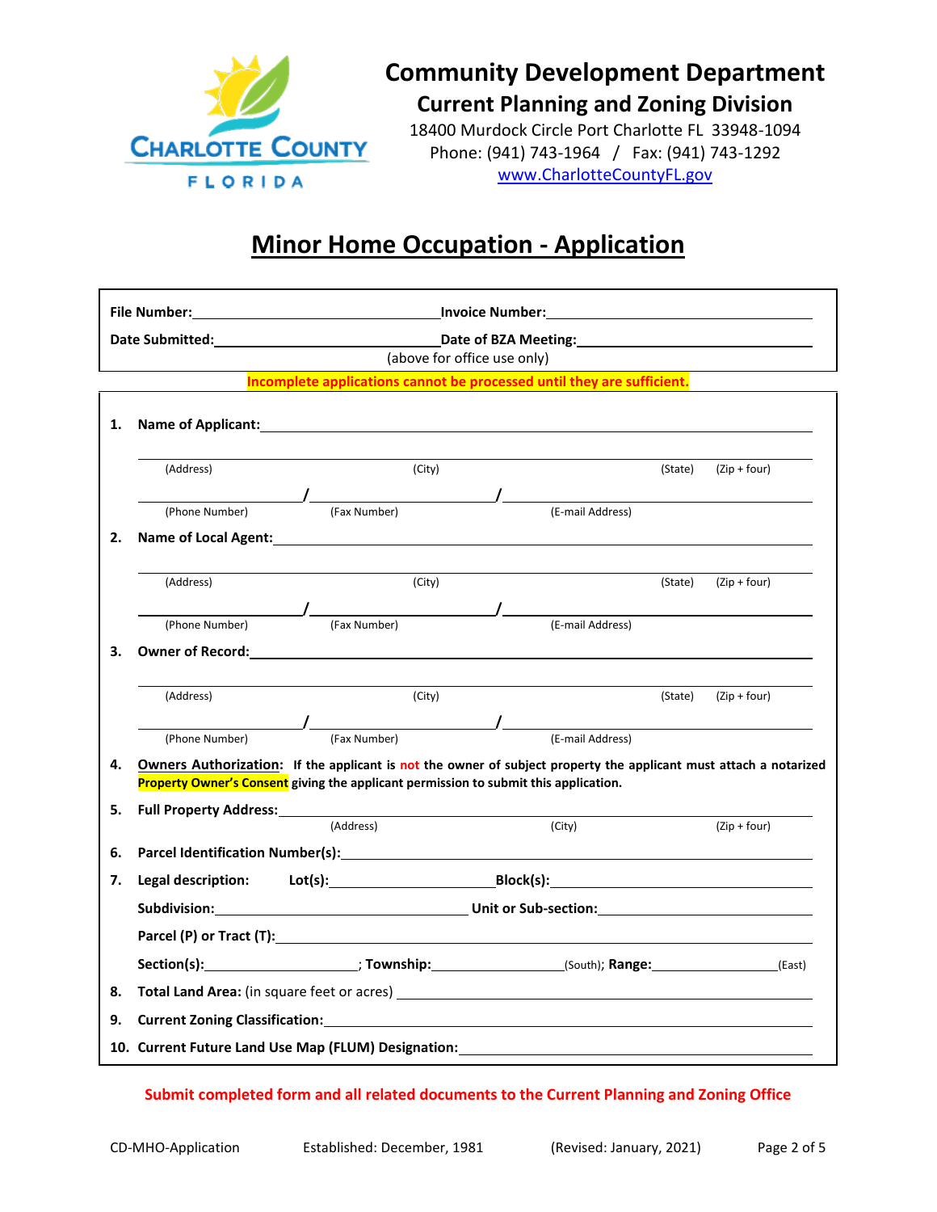# Community Development Department

## Current Planning and Zoning Division

18400 Murdock Circle Port Charlotte FL 33948-1094
Phone: (941) 743-1964 / Fax: (941) 743-1292
www.CharlotteCountyFL.gov

# Minor Home Occupation - Application

**File Number:** ______________________ **Invoice Number:** ______________________

**Date Submitted:** ______________________ **Date of BZA Meeting:** ______________________

(above for office use only)

**Incomplete applications cannot be processed until they are sufficient.**

1. **Name of Applicant:** ______________________

   (Address) (City) (State) (Zip + four)

   ______________ / ______________ / ______________
   (Phone Number) (Fax Number) (E-mail Address)

2. **Name of Local Agent:** ______________________

   (Address) (City) (State) (Zip + four)

   ______________ / ______________ / ______________
   (Phone Number) (Fax Number) (E-mail Address)

3. **Owner of Record:** ______________________

   (Address) (City) (State) (Zip + four)

   ______________ / ______________ / ______________
   (Phone Number) (Fax Number) (E-mail Address)

4. **Owners Authorization: If the applicant is not the owner of subject property the applicant must attach a notarized Property Owner's Consent giving the applicant permission to submit this application.**

5. **Full Property Address:** ______________________
   (Address) (City) (Zip + four)

6. **Parcel Identification Number(s):** ______________________

7. **Legal description:** **Lot(s):** ____________ **Block(s):** ____________

   **Subdivision:** ____________ **Unit or Sub-section:** ____________

   **Parcel (P) or Tract (T):** ______________________

   **Section(s):** ____________; **Township:** ____________(South); **Range:** ____________(East)

8. **Total Land Area:** (in square feet or acres) ______________________

9. **Current Zoning Classification:** ______________________

10. **Current Future Land Use Map (FLUM) Designation:** ______________________

**Submit completed form and all related documents to the Current Planning and Zoning Office**

CD-MHO-Application Established: December, 1981 (Revised: January, 2021)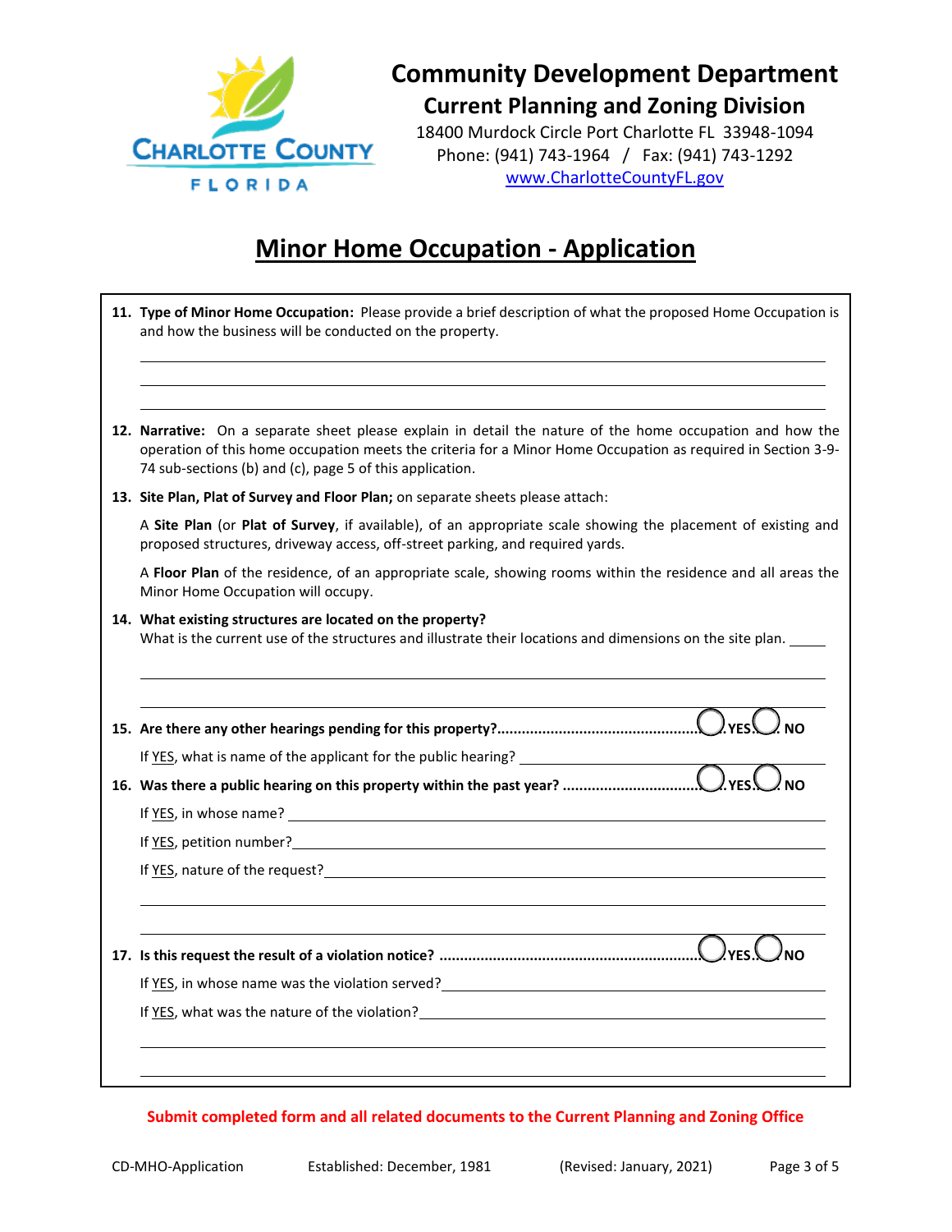# Community Development Department

## Current Planning and Zoning Division

18400 Murdock Circle Port Charlotte FL 33948-1094
Phone: (941) 743-1964 / Fax: (941) 743-1292
www.CharlotteCountyFL.gov

# Minor Home Occupation - Application

11. **Type of Minor Home Occupation:** Please provide a brief description of what the proposed Home Occupation is and how the business will be conducted on the property.

    ______________________________________________

    ______________________________________________

    ______________________________________________

12. **Narrative:** On a separate sheet please explain in detail the nature of the home occupation and how the operation of this home occupation meets the criteria for a Minor Home Occupation as required in Section 3-9-74 sub-sections (b) and (c), page 5 of this application.

13. **Site Plan, Plat of Survey and Floor Plan;** on separate sheets please attach:

    A **Site Plan** (or **Plat of Survey**, if available), of an appropriate scale showing the placement of existing and proposed structures, driveway access, off-street parking, and required yards.

    A **Floor Plan** of the residence, of an appropriate scale, showing rooms within the residence and all areas the Minor Home Occupation will occupy.

14. **What existing structures are located on the property?**
    What is the current use of the structures and illustrate their locations and dimensions on the site plan. _____

    ______________________________________________

    ______________________________________________

15. **Are there any other hearings pending for this property?**................................................ ◯ YES ◯ NO

    If YES, what is name of the applicant for the public hearing? ______________________

16. **Was there a public hearing on this property within the past year?** ................................ ◯ YES ◯ NO

    If YES, in whose name? ______________________

    If YES, petition number? ______________________

    If YES, nature of the request? ______________________

    ______________________________________________

    ______________________________________________

17. **Is this request the result of a violation notice?** ............................................................ ◯ YES ◯ NO

    If YES, in whose name was the violation served? ______________________

    If YES, what was the nature of the violation? ______________________

    ______________________________________________

    ______________________________________________

**Submit completed form and all related documents to the Current Planning and Zoning Office**

CD-MHO-Application Established: December, 1981 (Revised: January, 2021)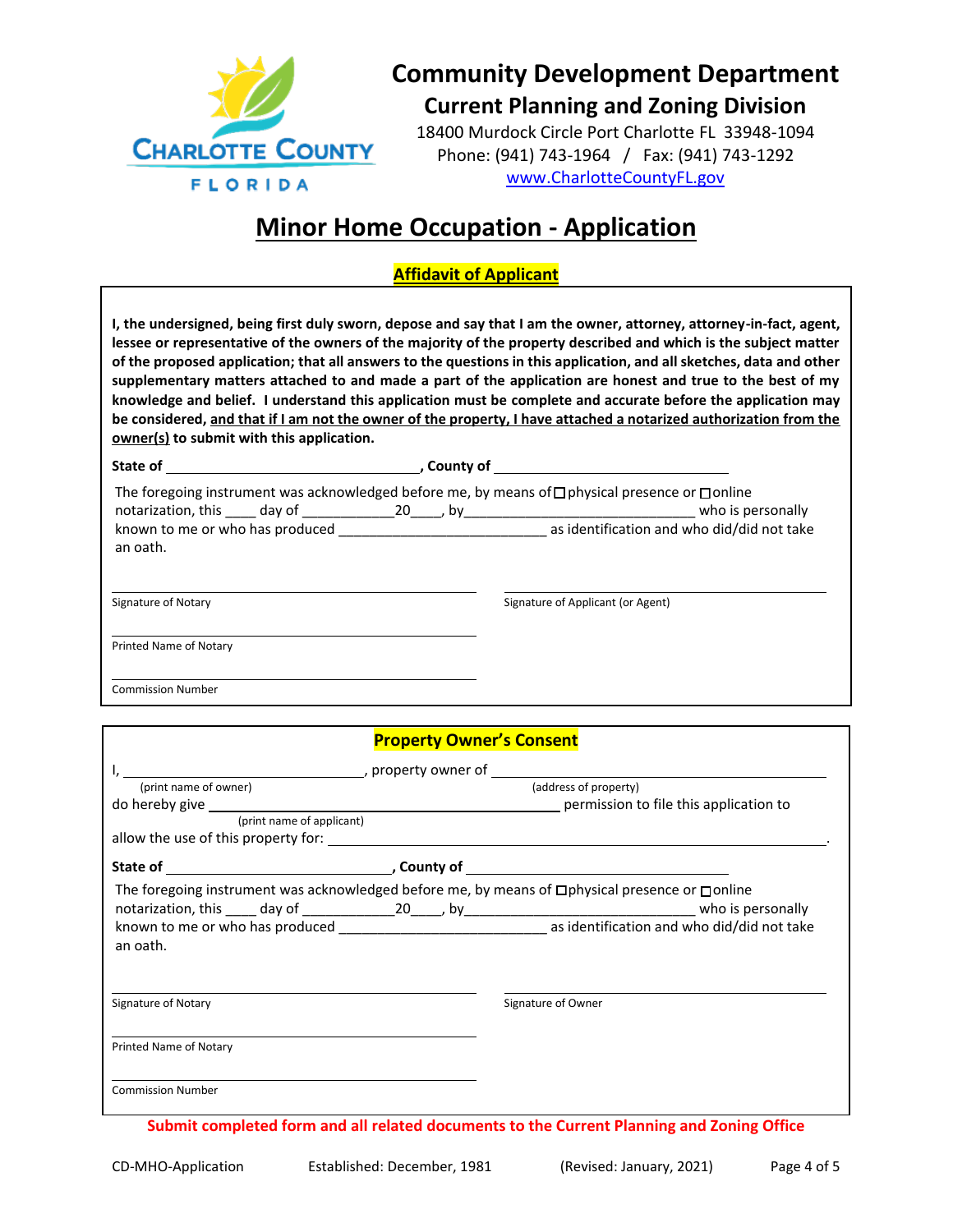# Community Development Department

## Current Planning and Zoning Division

18400 Murdock Circle Port Charlotte FL 33948-1094
Phone: (941) 743-1964 / Fax: (941) 743-1292
www.CharlotteCountyFL.gov

# Minor Home Occupation - Application

## Affidavit of Applicant

**I, the undersigned, being first duly sworn, depose and say that I am the owner, attorney, attorney-in-fact, agent, lessee or representative of the owners of the majority of the property described and which is the subject matter of the proposed application; that all answers to the questions in this application, and all sketches, data and other supplementary matters attached to and made a part of the application are honest and true to the best of my knowledge and belief. I understand this application must be complete and accurate before the application may be considered, and that if I am not the owner of the property, I have attached a notarized authorization from the owner(s) to submit with this application.**

**State of** ________________________________, **County of** ______________________________

The foregoing instrument was acknowledged before me, by means of ☐ physical presence or ☐ online notarization, this ____ day of ____________20____, by_______________________________ who is personally known to me or who has produced __________________________ as identification and who did/did not take an oath.

______________________________
Signature of Notary

______________________________
Printed Name of Notary

______________________________
Commission Number

______________________________
Signature of Applicant (or Agent)

## Property Owner's Consent

I, ______________________________, property owner of ______________________________
(print name of owner) (address of property)

do hereby give ______________________________ permission to file this application to
(print name of applicant)

allow the use of this property for: ______________________________________________.

**State of** ______________________________, **County of** ______________________________

The foregoing instrument was acknowledged before me, by means of ☐ physical presence or ☐ online notarization, this ____ day of ____________20____, by_______________________________ who is personally known to me or who has produced __________________________ as identification and who did/did not take an oath.

______________________________
Signature of Notary

______________________________
Printed Name of Notary

______________________________
Commission Number

______________________________
Signature of Owner

**Submit completed form and all related documents to the Current Planning and Zoning Office**

CD-MHO-Application Established: December, 1981 (Revised: January, 2021)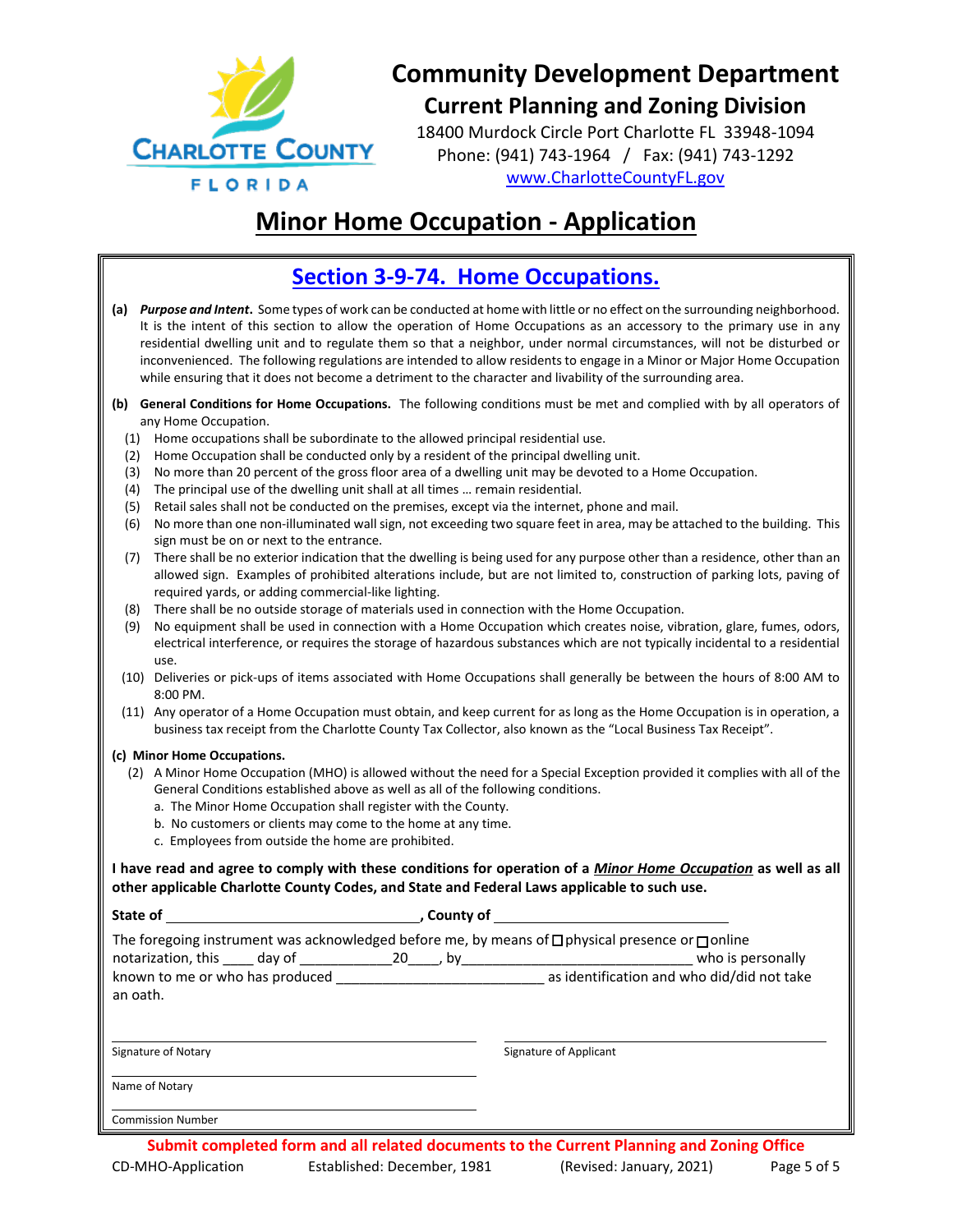Community Development Department

Current Planning and Zoning Division

18400 Murdock Circle Port Charlotte FL 33948-1094
Phone: (941) 743-1964 / Fax: (941) 743-1292
www.CharlotteCountyFL.gov

# Minor Home Occupation - Application

## Section 3-9-74. Home Occupations.

**(a)** ***Purpose and Intent***. Some types of work can be conducted at home with little or no effect on the surrounding neighborhood. It is the intent of this section to allow the operation of Home Occupations as an accessory to the primary use in any residential dwelling unit and to regulate them so that a neighbor, under normal circumstances, will not be disturbed or inconvenienced. The following regulations are intended to allow residents to engage in a Minor or Major Home Occupation while ensuring that it does not become a detriment to the character and livability of the surrounding area.

**(b) General Conditions for Home Occupations.** The following conditions must be met and complied with by all operators of any Home Occupation.

(1) Home occupations shall be subordinate to the allowed principal residential use.
(2) Home Occupation shall be conducted only by a resident of the principal dwelling unit.
(3) No more than 20 percent of the gross floor area of a dwelling unit may be devoted to a Home Occupation.
(4) The principal use of the dwelling unit shall at all times … remain residential.
(5) Retail sales shall not be conducted on the premises, except via the internet, phone and mail.
(6) No more than one non-illuminated wall sign, not exceeding two square feet in area, may be attached to the building. This sign must be on or next to the entrance.
(7) There shall be no exterior indication that the dwelling is being used for any purpose other than a residence, other than an allowed sign. Examples of prohibited alterations include, but are not limited to, construction of parking lots, paving of required yards, or adding commercial-like lighting.
(8) There shall be no outside storage of materials used in connection with the Home Occupation.
(9) No equipment shall be used in connection with a Home Occupation which creates noise, vibration, glare, fumes, odors, electrical interference, or requires the storage of hazardous substances which are not typically incidental to a residential use.
(10) Deliveries or pick-ups of items associated with Home Occupations shall generally be between the hours of 8:00 AM to 8:00 PM.
(11) Any operator of a Home Occupation must obtain, and keep current for as long as the Home Occupation is in operation, a business tax receipt from the Charlotte County Tax Collector, also known as the "Local Business Tax Receipt".

**(c) Minor Home Occupations.**

(2) A Minor Home Occupation (MHO) is allowed without the need for a Special Exception provided it complies with all of the General Conditions established above as well as all of the following conditions.
  a. The Minor Home Occupation shall register with the County.
  b. No customers or clients may come to the home at any time.
  c. Employees from outside the home are prohibited.

**I have read and agree to comply with these conditions for operation of a *Minor Home Occupation* as well as all other applicable Charlotte County Codes, and State and Federal Laws applicable to such use.**

**State of** ______________________________, **County of** ______________________________

The foregoing instrument was acknowledged before me, by means of ☐ physical presence or ☐ online notarization, this ____ day of ____________ 20____, by______________________________ who is personally known to me or who has produced __________________________ as identification and who did/did not take an oath.

______________________________
Signature of Notary

______________________________
Signature of Applicant

______________________________
Name of Notary

______________________________
Commission Number

**Submit completed form and all related documents to the Current Planning and Zoning Office**

CD-MHO-Application Established: December, 1981 (Revised: January, 2021)